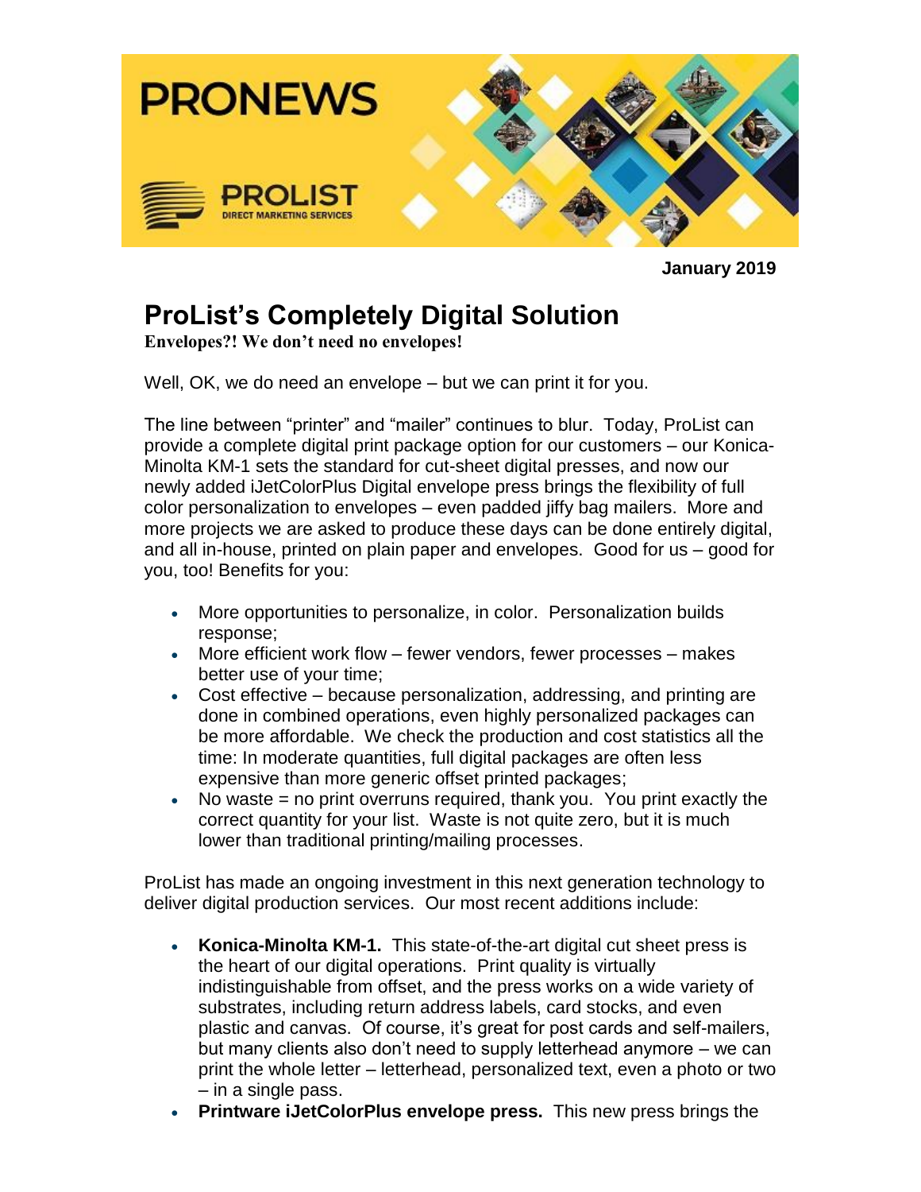# PRONEWS

PROLIST
DIRECT MARKETING SERVICES

**January 2019**

## ProList's Completely Digital Solution

**Envelopes?! We don't need no envelopes!**

Well, OK, we do need an envelope – but we can print it for you.

The line between "printer" and "mailer" continues to blur. Today, ProList can provide a complete digital print package option for our customers – our Konica-Minolta KM-1 sets the standard for cut-sheet digital presses, and now our newly added iJetColorPlus Digital envelope press brings the flexibility of full color personalization to envelopes – even padded jiffy bag mailers. More and more projects we are asked to produce these days can be done entirely digital, and all in-house, printed on plain paper and envelopes. Good for us – good for you, too! Benefits for you:

- More opportunities to personalize, in color. Personalization builds response;
- More efficient work flow – fewer vendors, fewer processes – makes better use of your time;
- Cost effective – because personalization, addressing, and printing are done in combined operations, even highly personalized packages can be more affordable. We check the production and cost statistics all the time: In moderate quantities, full digital packages are often less expensive than more generic offset printed packages;
- No waste = no print overruns required, thank you. You print exactly the correct quantity for your list. Waste is not quite zero, but it is much lower than traditional printing/mailing processes.

ProList has made an ongoing investment in this next generation technology to deliver digital production services. Our most recent additions include:

- **Konica-Minolta KM-1.** This state-of-the-art digital cut sheet press is the heart of our digital operations. Print quality is virtually indistinguishable from offset, and the press works on a wide variety of substrates, including return address labels, card stocks, and even plastic and canvas. Of course, it's great for post cards and self-mailers, but many clients also don't need to supply letterhead anymore – we can print the whole letter – letterhead, personalized text, even a photo or two – in a single pass.
- **Printware iJetColorPlus envelope press.** This new press brings the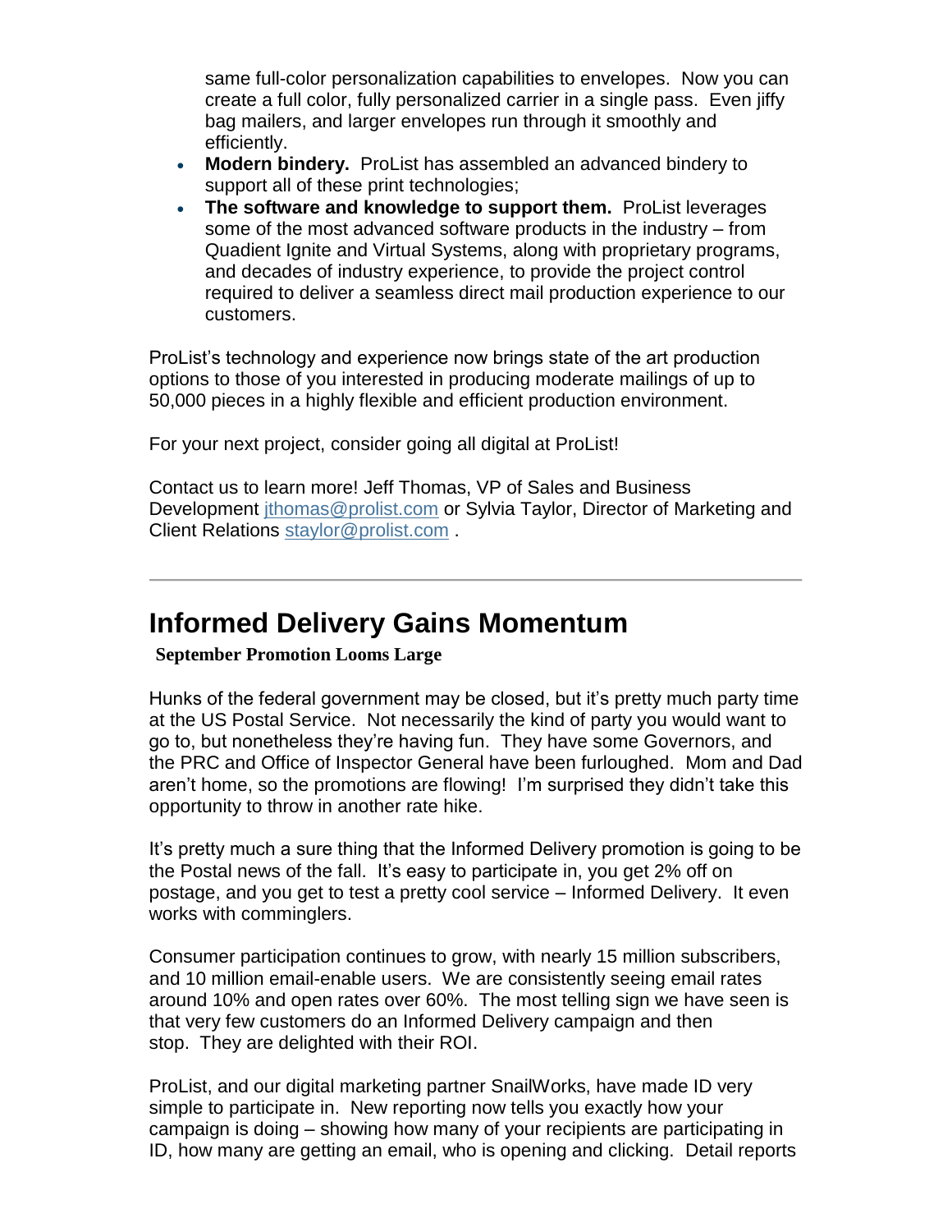same full-color personalization capabilities to envelopes. Now you can create a full color, fully personalized carrier in a single pass. Even jiffy bag mailers, and larger envelopes run through it smoothly and efficiently.

- **Modern bindery.** ProList has assembled an advanced bindery to support all of these print technologies;
- **The software and knowledge to support them.** ProList leverages some of the most advanced software products in the industry – from Quadient Ignite and Virtual Systems, along with proprietary programs, and decades of industry experience, to provide the project control required to deliver a seamless direct mail production experience to our customers.

ProList's technology and experience now brings state of the art production options to those of you interested in producing moderate mailings of up to 50,000 pieces in a highly flexible and efficient production environment.

For your next project, consider going all digital at ProList!

Contact us to learn more! Jeff Thomas, VP of Sales and Business Development jthomas@prolist.com or Sylvia Taylor, Director of Marketing and Client Relations staylor@prolist.com .

---

# Informed Delivery Gains Momentum

**September Promotion Looms Large**

Hunks of the federal government may be closed, but it's pretty much party time at the US Postal Service. Not necessarily the kind of party you would want to go to, but nonetheless they're having fun. They have some Governors, and the PRC and Office of Inspector General have been furloughed. Mom and Dad aren't home, so the promotions are flowing! I'm surprised they didn't take this opportunity to throw in another rate hike.

It's pretty much a sure thing that the Informed Delivery promotion is going to be the Postal news of the fall. It's easy to participate in, you get 2% off on postage, and you get to test a pretty cool service – Informed Delivery. It even works with comminglers.

Consumer participation continues to grow, with nearly 15 million subscribers, and 10 million email-enable users. We are consistently seeing email rates around 10% and open rates over 60%. The most telling sign we have seen is that very few customers do an Informed Delivery campaign and then stop. They are delighted with their ROI.

ProList, and our digital marketing partner SnailWorks, have made ID very simple to participate in. New reporting now tells you exactly how your campaign is doing – showing how many of your recipients are participating in ID, how many are getting an email, who is opening and clicking. Detail reports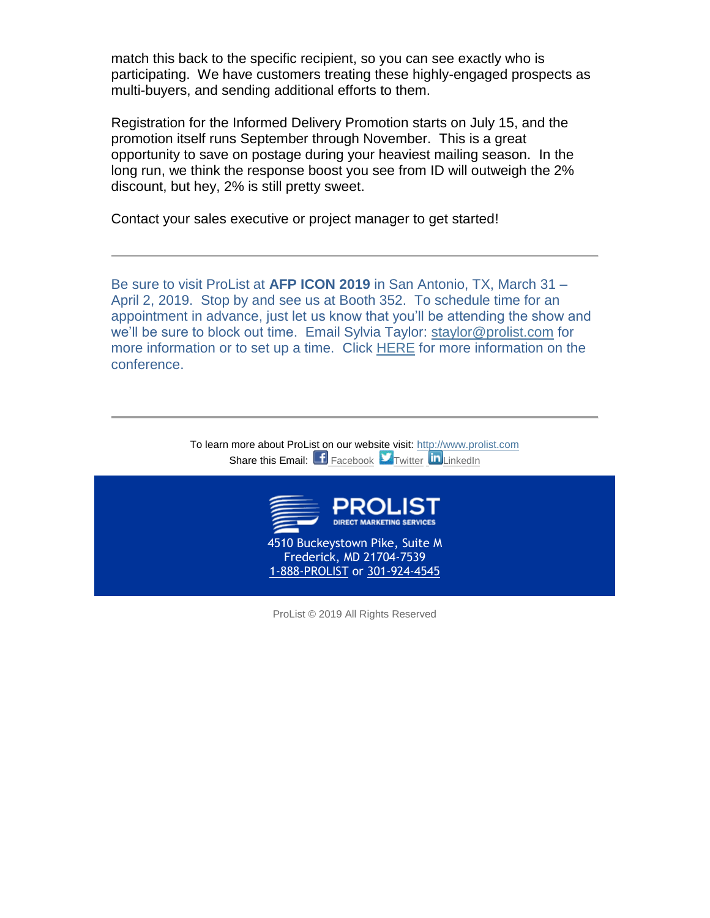match this back to the specific recipient, so you can see exactly who is participating. We have customers treating these highly-engaged prospects as multi-buyers, and sending additional efforts to them.

Registration for the Informed Delivery Promotion starts on July 15, and the promotion itself runs September through November. This is a great opportunity to save on postage during your heaviest mailing season. In the long run, we think the response boost you see from ID will outweigh the 2% discount, but hey, 2% is still pretty sweet.

Contact your sales executive or project manager to get started!

---

Be sure to visit ProList at **AFP ICON 2019** in San Antonio, TX, March 31 – April 2, 2019. Stop by and see us at Booth 352. To schedule time for an appointment in advance, just let us know that you'll be attending the show and we'll be sure to block out time. Email Sylvia Taylor: staylor@prolist.com for more information or to set up a time. Click HERE for more information on the conference.

---

To learn more about ProList on our website visit: http://www.prolist.com

Share this Email: Facebook Twitter LinkedIn

PROLIST
DIRECT MARKETING SERVICES

4510 Buckeystown Pike, Suite M
Frederick, MD 21704-7539
1-888-PROLIST or 301-924-4545

ProList © 2019 All Rights Reserved